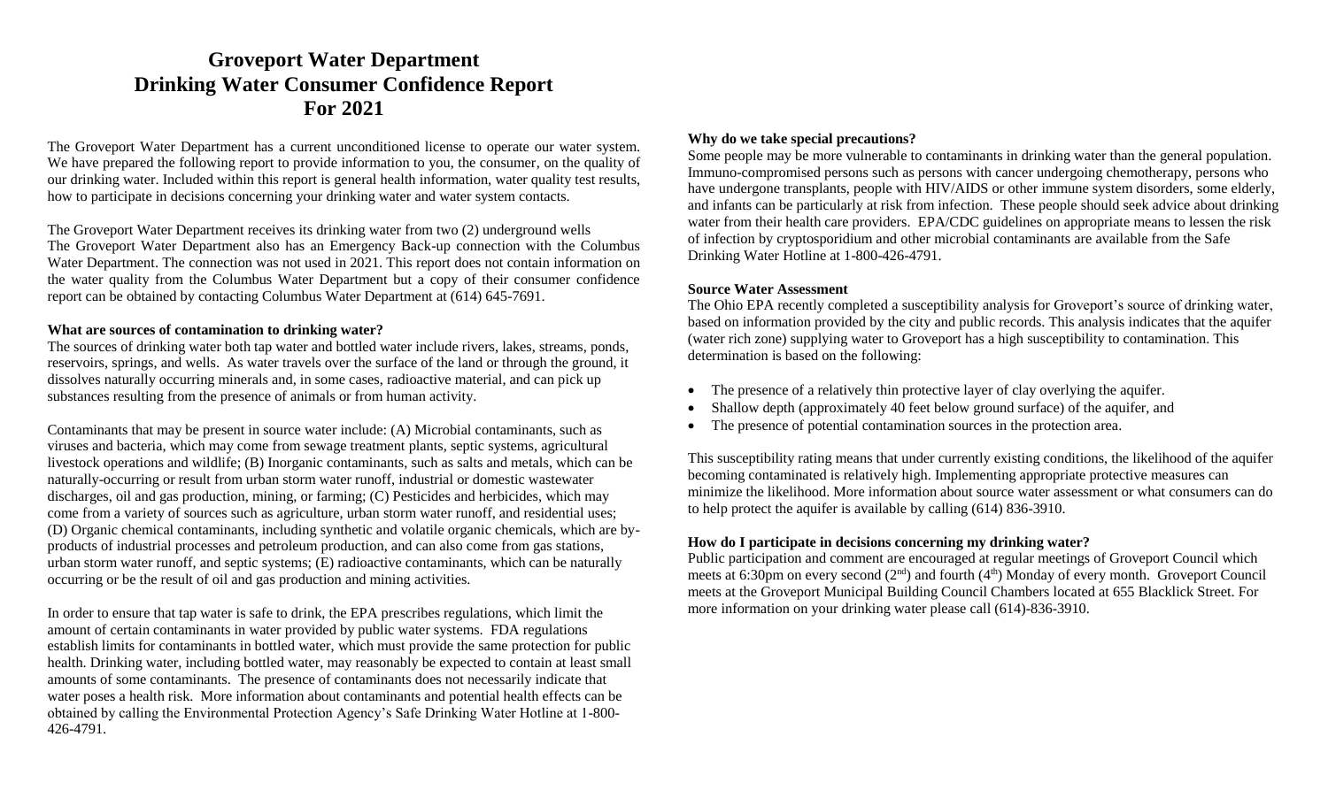# Groveport Water Department
# Drinking Water Consumer Confidence Report
# For 2021

The Groveport Water Department has a current unconditioned license to operate our water system. We have prepared the following report to provide information to you, the consumer, on the quality of our drinking water. Included within this report is general health information, water quality test results, how to participate in decisions concerning your drinking water and water system contacts.

The Groveport Water Department receives its drinking water from two (2) underground wells
The Groveport Water Department also has an Emergency Back-up connection with the Columbus Water Department. The connection was not used in 2021. This report does not contain information on the water quality from the Columbus Water Department but a copy of their consumer confidence report can be obtained by contacting Columbus Water Department at (614) 645-7691.

**What are sources of contamination to drinking water?**

The sources of drinking water both tap water and bottled water include rivers, lakes, streams, ponds, reservoirs, springs, and wells. As water travels over the surface of the land or through the ground, it dissolves naturally occurring minerals and, in some cases, radioactive material, and can pick up substances resulting from the presence of animals or from human activity.

Contaminants that may be present in source water include: (A) Microbial contaminants, such as viruses and bacteria, which may come from sewage treatment plants, septic systems, agricultural livestock operations and wildlife; (B) Inorganic contaminants, such as salts and metals, which can be naturally-occurring or result from urban storm water runoff, industrial or domestic wastewater discharges, oil and gas production, mining, or farming; (C) Pesticides and herbicides, which may come from a variety of sources such as agriculture, urban storm water runoff, and residential uses; (D) Organic chemical contaminants, including synthetic and volatile organic chemicals, which are by-products of industrial processes and petroleum production, and can also come from gas stations, urban storm water runoff, and septic systems; (E) radioactive contaminants, which can be naturally occurring or be the result of oil and gas production and mining activities.

In order to ensure that tap water is safe to drink, the EPA prescribes regulations, which limit the amount of certain contaminants in water provided by public water systems. FDA regulations establish limits for contaminants in bottled water, which must provide the same protection for public health. Drinking water, including bottled water, may reasonably be expected to contain at least small amounts of some contaminants. The presence of contaminants does not necessarily indicate that water poses a health risk. More information about contaminants and potential health effects can be obtained by calling the Environmental Protection Agency's Safe Drinking Water Hotline at 1-800-426-4791.

**Why do we take special precautions?**

Some people may be more vulnerable to contaminants in drinking water than the general population. Immuno-compromised persons such as persons with cancer undergoing chemotherapy, persons who have undergone transplants, people with HIV/AIDS or other immune system disorders, some elderly, and infants can be particularly at risk from infection. These people should seek advice about drinking water from their health care providers. EPA/CDC guidelines on appropriate means to lessen the risk of infection by cryptosporidium and other microbial contaminants are available from the Safe Drinking Water Hotline at 1-800-426-4791.

**Source Water Assessment**

The Ohio EPA recently completed a susceptibility analysis for Groveport's source of drinking water, based on information provided by the city and public records. This analysis indicates that the aquifer (water rich zone) supplying water to Groveport has a high susceptibility to contamination. This determination is based on the following:

- The presence of a relatively thin protective layer of clay overlying the aquifer.
- Shallow depth (approximately 40 feet below ground surface) of the aquifer, and
- The presence of potential contamination sources in the protection area.

This susceptibility rating means that under currently existing conditions, the likelihood of the aquifer becoming contaminated is relatively high. Implementing appropriate protective measures can minimize the likelihood. More information about source water assessment or what consumers can do to help protect the aquifer is available by calling (614) 836-3910.

**How do I participate in decisions concerning my drinking water?**

Public participation and comment are encouraged at regular meetings of Groveport Council which meets at 6:30pm on every second (2nd) and fourth (4th) Monday of every month. Groveport Council meets at the Groveport Municipal Building Council Chambers located at 655 Blacklick Street. For more information on your drinking water please call (614)-836-3910.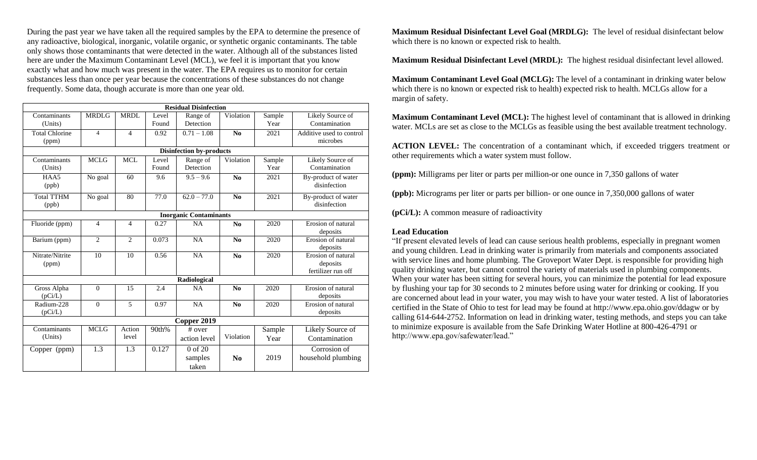During the past year we have taken all the required samples by the EPA to determine the presence of any radioactive, biological, inorganic, volatile organic, or synthetic organic contaminants. The table only shows those contaminants that were detected in the water. Although all of the substances listed here are under the Maximum Contaminant Level (MCL), we feel it is important that you know exactly what and how much was present in the water. The EPA requires us to monitor for certain substances less than once per year because the concentrations of these substances do not change frequently. Some data, though accurate is more than one year old.

| Residual Disinfection | | | | | | | |
|---|---|---|---|---|---|---|---|
| Contaminants (Units) | MRDLG | MRDL | Level Found | Range of Detection | Violation | Sample Year | Likely Source of Contamination |
| Total Chlorine (ppm) | 4 | 4 | 0.92 | 0.71 – 1.08 | **No** | 2021 | Additive used to control microbes |
| **Disinfection by-products** | | | | | | | |
| Contaminants (Units) | MCLG | MCL | Level Found | Range of Detection | Violation | Sample Year | Likely Source of Contamination |
| HAA5 (ppb) | No goal | 60 | 9.6 | 9.5 – 9.6 | **No** | 2021 | By-product of water disinfection |
| Total TTHM (ppb) | No goal | 80 | 77.0 | 62.0 – 77.0 | **No** | 2021 | By-product of water disinfection |
| **Inorganic Contaminants** | | | | | | | |
| Fluoride (ppm) | 4 | 4 | 0.27 | NA | **No** | 2020 | Erosion of natural deposits |
| Barium (ppm) | 2 | 2 | 0.073 | NA | **No** | 2020 | Erosion of natural deposits |
| Nitrate/Nitrite (ppm) | 10 | 10 | 0.56 | NA | **No** | 2020 | Erosion of natural deposits fertilizer run off |
| **Radiological** | | | | | | | |
| Gross Alpha (pCi/L) | 0 | 15 | 2.4 | NA | **No** | 2020 | Erosion of natural deposits |
| Radium-228 (pCi/L) | 0 | 5 | 0.97 | NA | **No** | 2020 | Erosion of natural deposits |
| **Copper 2019** | | | | | | | |
| Contaminants (Units) | MCLG | Action level | 90th% | # over action level | Violation | Sample Year | Likely Source of Contamination |
| Copper (ppm) | 1.3 | 1.3 | 0.127 | 0 of 20 samples taken | **No** | 2019 | Corrosion of household plumbing |

**Maximum Residual Disinfectant Level Goal (MRDLG):** The level of residual disinfectant below which there is no known or expected risk to health.

**Maximum Residual Disinfectant Level (MRDL):** The highest residual disinfectant level allowed.

**Maximum Contaminant Level Goal (MCLG):** The level of a contaminant in drinking water below which there is no known or expected risk to health) expected risk to health. MCLGs allow for a margin of safety.

**Maximum Contaminant Level (MCL):** The highest level of contaminant that is allowed in drinking water. MCLs are set as close to the MCLGs as feasible using the best available treatment technology.

**ACTION LEVEL:** The concentration of a contaminant which, if exceeded triggers treatment or other requirements which a water system must follow.

**(ppm):** Milligrams per liter or parts per million-or one ounce in 7,350 gallons of water

**(ppb):** Micrograms per liter or parts per billion- or one ounce in 7,350,000 gallons of water

**(pCi/L):** A common measure of radioactivity

### Lead Education

"If present elevated levels of lead can cause serious health problems, especially in pregnant women and young children. Lead in drinking water is primarily from materials and components associated with service lines and home plumbing. The Groveport Water Dept. is responsible for providing high quality drinking water, but cannot control the variety of materials used in plumbing components. When your water has been sitting for several hours, you can minimize the potential for lead exposure by flushing your tap for 30 seconds to 2 minutes before using water for drinking or cooking. If you are concerned about lead in your water, you may wish to have your water tested. A list of laboratories certified in the State of Ohio to test for lead may be found at http://www.epa.ohio.gov/ddagw or by calling 614-644-2752. Information on lead in drinking water, testing methods, and steps you can take to minimize exposure is available from the Safe Drinking Water Hotline at 800-426-4791 or http://www.epa.gov/safewater/lead."